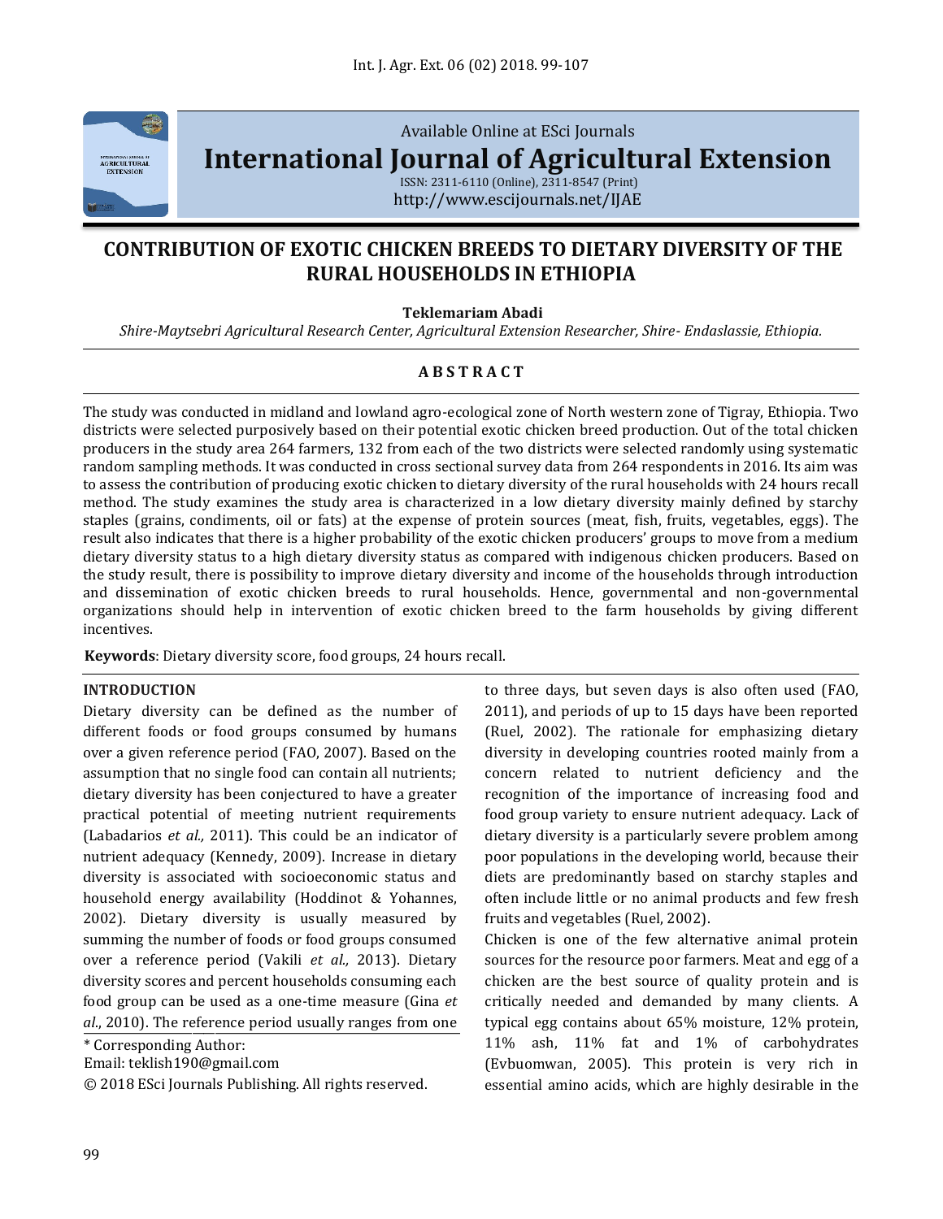Available Online at ESci Journals

**International Journal of Agricultural Extension**

ISSN: 2311-6110 (Online), 2311-8547 (Print)
http://www.escijournals.net/IJAE

# CONTRIBUTION OF EXOTIC CHICKEN BREEDS TO DIETARY DIVERSITY OF THE RURAL HOUSEHOLDS IN ETHIOPIA

**Teklemariam Abadi**

*Shire-Maytsebri Agricultural Research Center, Agricultural Extension Researcher, Shire- Endaslassie, Ethiopia.*

## ABSTRACT

The study was conducted in midland and lowland agro-ecological zone of North western zone of Tigray, Ethiopia. Two districts were selected purposively based on their potential exotic chicken breed production. Out of the total chicken producers in the study area 264 farmers, 132 from each of the two districts were selected randomly using systematic random sampling methods. It was conducted in cross sectional survey data from 264 respondents in 2016. Its aim was to assess the contribution of producing exotic chicken to dietary diversity of the rural households with 24 hours recall method. The study examines the study area is characterized in a low dietary diversity mainly defined by starchy staples (grains, condiments, oil or fats) at the expense of protein sources (meat, fish, fruits, vegetables, eggs). The result also indicates that there is a higher probability of the exotic chicken producers' groups to move from a medium dietary diversity status to a high dietary diversity status as compared with indigenous chicken producers. Based on the study result, there is possibility to improve dietary diversity and income of the households through introduction and dissemination of exotic chicken breeds to rural households. Hence, governmental and non-governmental organizations should help in intervention of exotic chicken breed to the farm households by giving different incentives.

**Keywords**: Dietary diversity score, food groups, 24 hours recall.

## INTRODUCTION

Dietary diversity can be defined as the number of different foods or food groups consumed by humans over a given reference period (FAO, 2007). Based on the assumption that no single food can contain all nutrients; dietary diversity has been conjectured to have a greater practical potential of meeting nutrient requirements (Labadarios *et al.,* 2011). This could be an indicator of nutrient adequacy (Kennedy, 2009). Increase in dietary diversity is associated with socioeconomic status and household energy availability (Hoddinot & Yohannes, 2002). Dietary diversity is usually measured by summing the number of foods or food groups consumed over a reference period (Vakili *et al.,* 2013). Dietary diversity scores and percent households consuming each food group can be used as a one-time measure (Gina *et al*., 2010). The reference period usually ranges from one to three days, but seven days is also often used (FAO, 2011), and periods of up to 15 days have been reported (Ruel, 2002). The rationale for emphasizing dietary diversity in developing countries rooted mainly from a concern related to nutrient deficiency and the recognition of the importance of increasing food and food group variety to ensure nutrient adequacy. Lack of dietary diversity is a particularly severe problem among poor populations in the developing world, because their diets are predominantly based on starchy staples and often include little or no animal products and few fresh fruits and vegetables (Ruel, 2002).

Chicken is one of the few alternative animal protein sources for the resource poor farmers. Meat and egg of a chicken are the best source of quality protein and is critically needed and demanded by many clients. A typical egg contains about 65% moisture, 12% protein, 11% ash, 11% fat and 1% of carbohydrates (Evbuomwan, 2005). This protein is very rich in essential amino acids, which are highly desirable in the

\* Corresponding Author:
Email: teklish190@gmail.com
© 2018 ESci Journals Publishing. All rights reserved.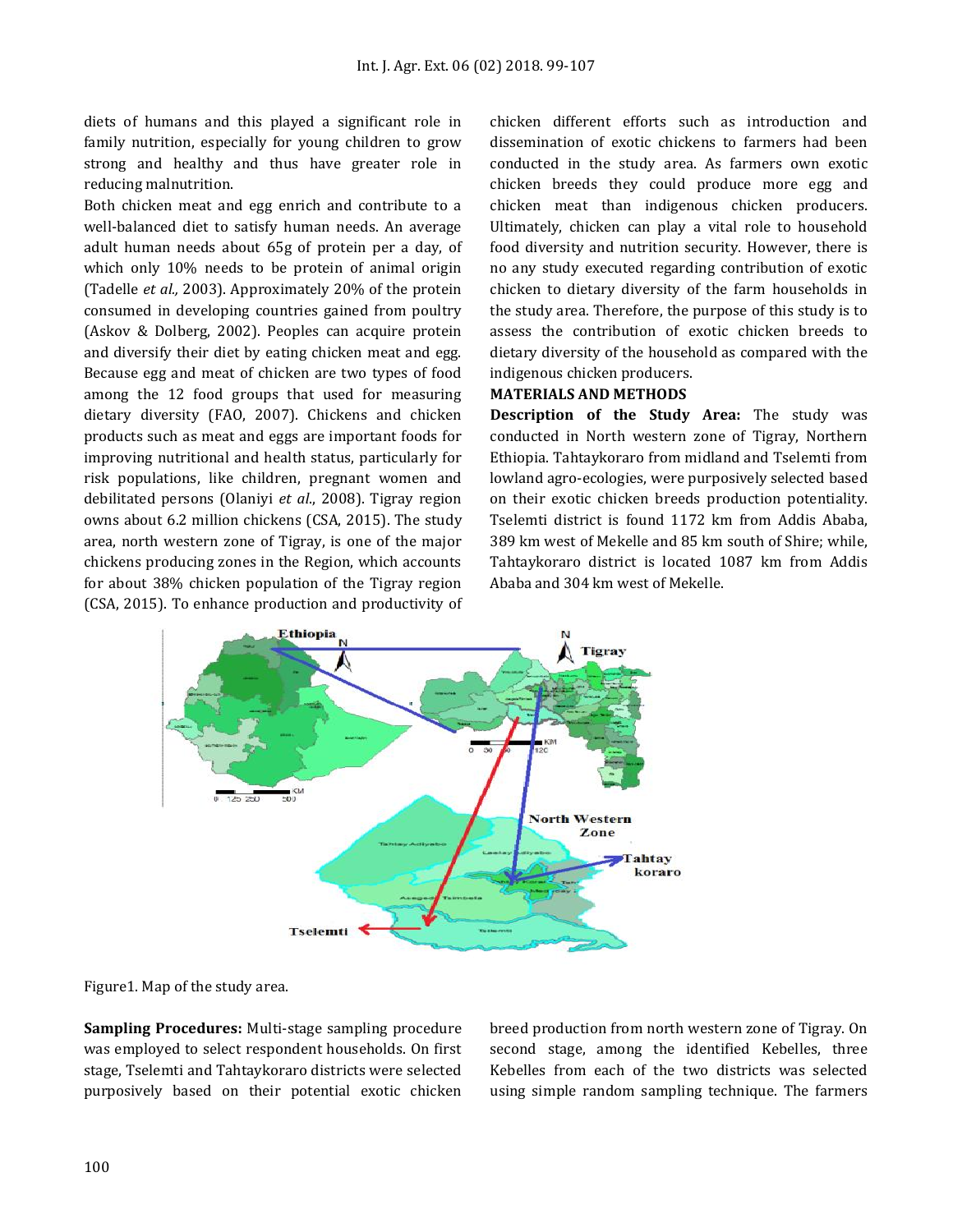diets of humans and this played a significant role in family nutrition, especially for young children to grow strong and healthy and thus have greater role in reducing malnutrition.

Both chicken meat and egg enrich and contribute to a well-balanced diet to satisfy human needs. An average adult human needs about 65g of protein per a day, of which only 10% needs to be protein of animal origin (Tadelle *et al.,* 2003). Approximately 20% of the protein consumed in developing countries gained from poultry (Askov & Dolberg, 2002). Peoples can acquire protein and diversify their diet by eating chicken meat and egg. Because egg and meat of chicken are two types of food among the 12 food groups that used for measuring dietary diversity (FAO, 2007). Chickens and chicken products such as meat and eggs are important foods for improving nutritional and health status, particularly for risk populations, like children, pregnant women and debilitated persons (Olaniyi *et al*., 2008). Tigray region owns about 6.2 million chickens (CSA, 2015). The study area, north western zone of Tigray, is one of the major chickens producing zones in the Region, which accounts for about 38% chicken population of the Tigray region (CSA, 2015). To enhance production and productivity of chicken different efforts such as introduction and dissemination of exotic chickens to farmers had been conducted in the study area. As farmers own exotic chicken breeds they could produce more egg and chicken meat than indigenous chicken producers. Ultimately, chicken can play a vital role to household food diversity and nutrition security. However, there is no any study executed regarding contribution of exotic chicken to dietary diversity of the farm households in the study area. Therefore, the purpose of this study is to assess the contribution of exotic chicken breeds to dietary diversity of the household as compared with the indigenous chicken producers.

## MATERIALS AND METHODS

**Description of the Study Area:** The study was conducted in North western zone of Tigray, Northern Ethiopia. Tahtaykoraro from midland and Tselemti from lowland agro-ecologies, were purposively selected based on their exotic chicken breeds production potentiality. Tselemti district is found 1172 km from Addis Ababa, 389 km west of Mekelle and 85 km south of Shire; while, Tahtaykoraro district is located 1087 km from Addis Ababa and 304 km west of Mekelle.

Figure1. Map of the study area.

**Sampling Procedures:** Multi-stage sampling procedure was employed to select respondent households. On first stage, Tselemti and Tahtaykoraro districts were selected purposively based on their potential exotic chicken breed production from north western zone of Tigray. On second stage, among the identified Kebelles, three Kebelles from each of the two districts was selected using simple random sampling technique. The farmers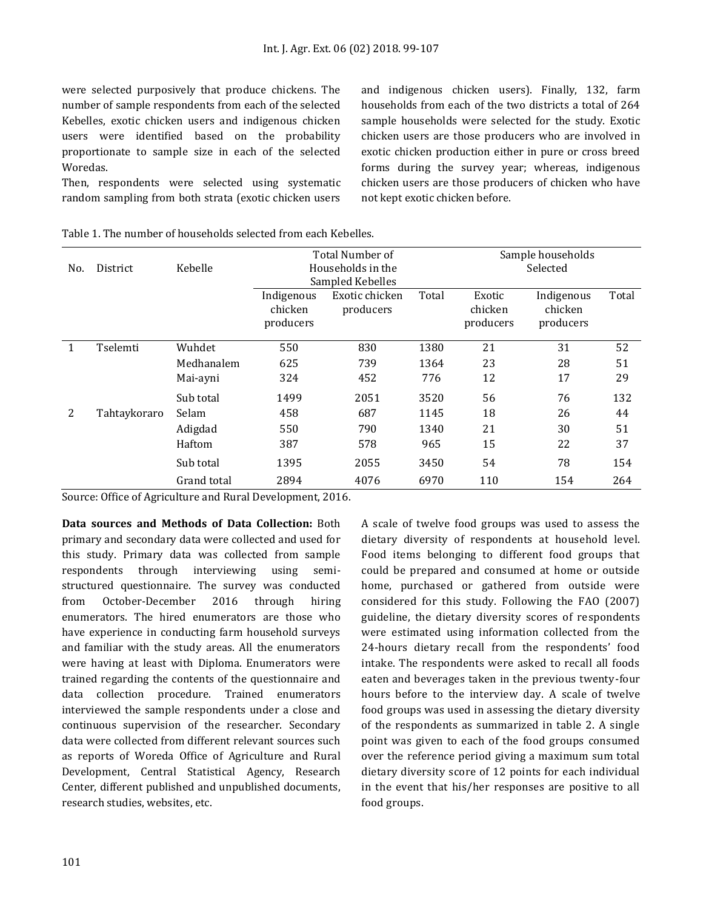were selected purposively that produce chickens. The number of sample respondents from each of the selected Kebelles, exotic chicken users and indigenous chicken users were identified based on the probability proportionate to sample size in each of the selected Woredas.

Then, respondents were selected using systematic random sampling from both strata (exotic chicken users and indigenous chicken users). Finally, 132, farm households from each of the two districts a total of 264 sample households were selected for the study. Exotic chicken users are those producers who are involved in exotic chicken production either in pure or cross breed forms during the survey year; whereas, indigenous chicken users are those producers of chicken who have not kept exotic chicken before.

Table 1. The number of households selected from each Kebelles.

| No. | District | Kebelle | Total Number of Households in the Sampled Kebelles | | | Sample households Selected | | |
|---|---|---|---|---|---|---|---|---|
| | | | Indigenous chicken producers | Exotic chicken producers | Total | Exotic chicken producers | Indigenous chicken producers | Total |
| 1 | Tselemti | Wuhdet | 550 | 830 | 1380 | 21 | 31 | 52 |
| | | Medhanalem | 625 | 739 | 1364 | 23 | 28 | 51 |
| | | Mai-ayni | 324 | 452 | 776 | 12 | 17 | 29 |
| | | Sub total | 1499 | 2051 | 3520 | 56 | 76 | 132 |
| 2 | Tahtaykoraro | Selam | 458 | 687 | 1145 | 18 | 26 | 44 |
| | | Adigdad | 550 | 790 | 1340 | 21 | 30 | 51 |
| | | Haftom | 387 | 578 | 965 | 15 | 22 | 37 |
| | | Sub total | 1395 | 2055 | 3450 | 54 | 78 | 154 |
| | | Grand total | 2894 | 4076 | 6970 | 110 | 154 | 264 |

Source: Office of Agriculture and Rural Development, 2016.

**Data sources and Methods of Data Collection:** Both primary and secondary data were collected and used for this study. Primary data was collected from sample respondents through interviewing using semi-structured questionnaire. The survey was conducted from October-December 2016 through hiring enumerators. The hired enumerators are those who have experience in conducting farm household surveys and familiar with the study areas. All the enumerators were having at least with Diploma. Enumerators were trained regarding the contents of the questionnaire and data collection procedure. Trained enumerators interviewed the sample respondents under a close and continuous supervision of the researcher. Secondary data were collected from different relevant sources such as reports of Woreda Office of Agriculture and Rural Development, Central Statistical Agency, Research Center, different published and unpublished documents, research studies, websites, etc.

A scale of twelve food groups was used to assess the dietary diversity of respondents at household level. Food items belonging to different food groups that could be prepared and consumed at home or outside home, purchased or gathered from outside were considered for this study. Following the FAO (2007) guideline, the dietary diversity scores of respondents were estimated using information collected from the 24-hours dietary recall from the respondents' food intake. The respondents were asked to recall all foods eaten and beverages taken in the previous twenty-four hours before to the interview day. A scale of twelve food groups was used in assessing the dietary diversity of the respondents as summarized in table 2. A single point was given to each of the food groups consumed over the reference period giving a maximum sum total dietary diversity score of 12 points for each individual in the event that his/her responses are positive to all food groups.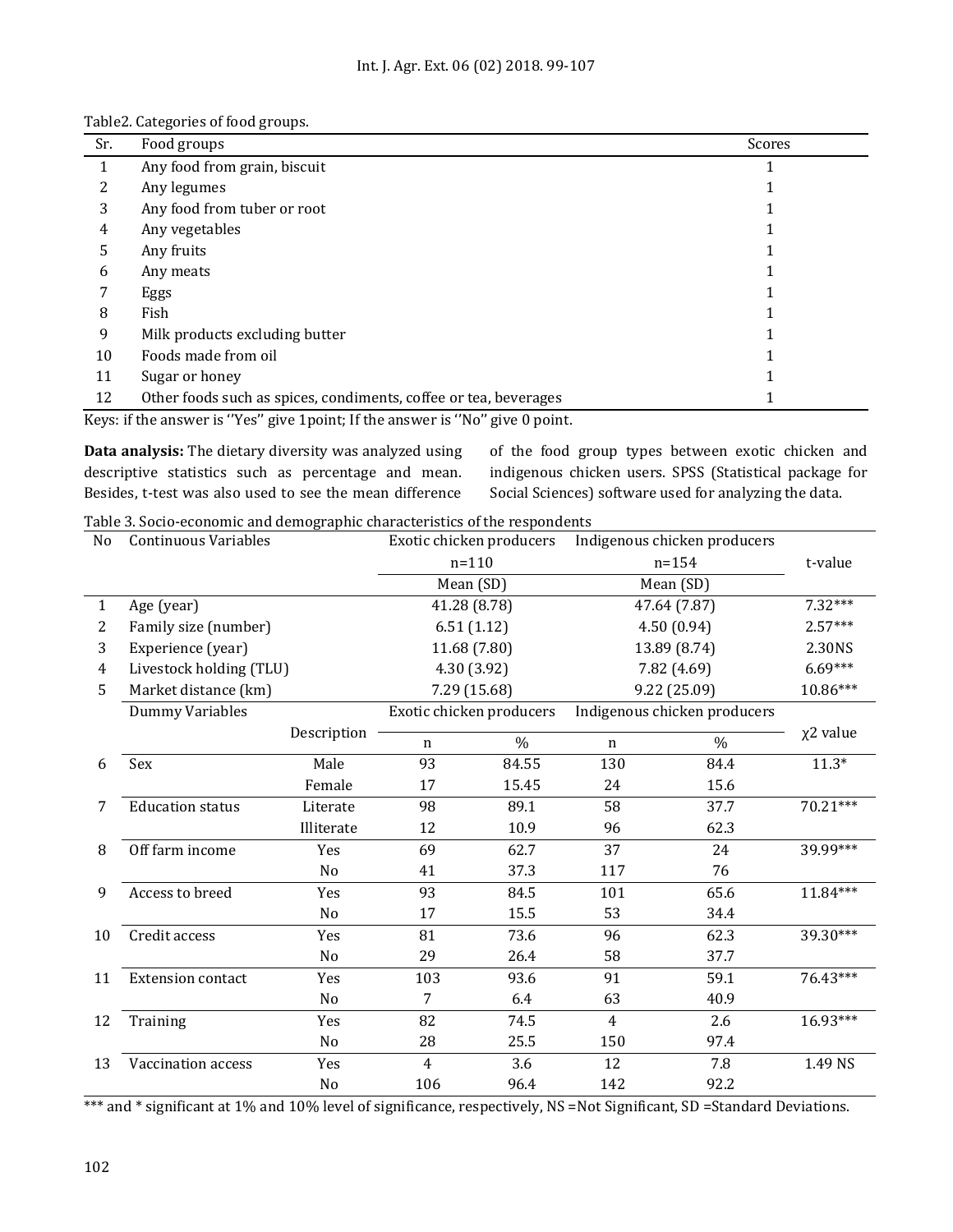Table2. Categories of food groups.

| Sr. | Food groups | Scores |
|---|---|---|
| 1 | Any food from grain, biscuit | 1 |
| 2 | Any legumes | 1 |
| 3 | Any food from tuber or root | 1 |
| 4 | Any vegetables | 1 |
| 5 | Any fruits | 1 |
| 6 | Any meats | 1 |
| 7 | Eggs | 1 |
| 8 | Fish | 1 |
| 9 | Milk products excluding butter | 1 |
| 10 | Foods made from oil | 1 |
| 11 | Sugar or honey | 1 |
| 12 | Other foods such as spices, condiments, coffee or tea, beverages | 1 |

Keys: if the answer is ''Yes'' give 1point; If the answer is ''No'' give 0 point.

**Data analysis:** The dietary diversity was analyzed using descriptive statistics such as percentage and mean. Besides, t-test was also used to see the mean difference of the food group types between exotic chicken and indigenous chicken users. SPSS (Statistical package for Social Sciences) software used for analyzing the data.

Table 3. Socio-economic and demographic characteristics of the respondents

| No | Continuous Variables | | Exotic chicken producers n=110 | | Indigenous chicken producers n=154 | | t-value |
|---|---|---|---|---|---|---|---|
| | | | Mean (SD) | | Mean (SD) | | |
| 1 | Age (year) | | 41.28 (8.78) | | 47.64 (7.87) | | 7.32*** |
| 2 | Family size (number) | | 6.51 (1.12) | | 4.50 (0.94) | | 2.57*** |
| 3 | Experience (year) | | 11.68 (7.80) | | 13.89 (8.74) | | 2.30NS |
| 4 | Livestock holding (TLU) | | 4.30 (3.92) | | 7.82 (4.69) | | 6.69*** |
| 5 | Market distance (km) | | 7.29 (15.68) | | 9.22 (25.09) | | 10.86*** |
| | Dummy Variables | Description | Exotic chicken producers | | Indigenous chicken producers | | χ2 value |
| | | | n | % | n | % | |
| 6 | Sex | Male | 93 | 84.55 | 130 | 84.4 | 11.3* |
| | | Female | 17 | 15.45 | 24 | 15.6 | |
| 7 | Education status | Literate | 98 | 89.1 | 58 | 37.7 | 70.21*** |
| | | Illiterate | 12 | 10.9 | 96 | 62.3 | |
| 8 | Off farm income | Yes | 69 | 62.7 | 37 | 24 | 39.99*** |
| | | No | 41 | 37.3 | 117 | 76 | |
| 9 | Access to breed | Yes | 93 | 84.5 | 101 | 65.6 | 11.84*** |
| | | No | 17 | 15.5 | 53 | 34.4 | |
| 10 | Credit access | Yes | 81 | 73.6 | 96 | 62.3 | 39.30*** |
| | | No | 29 | 26.4 | 58 | 37.7 | |
| 11 | Extension contact | Yes | 103 | 93.6 | 91 | 59.1 | 76.43*** |
| | | No | 7 | 6.4 | 63 | 40.9 | |
| 12 | Training | Yes | 82 | 74.5 | 4 | 2.6 | 16.93*** |
| | | No | 28 | 25.5 | 150 | 97.4 | |
| 13 | Vaccination access | Yes | 4 | 3.6 | 12 | 7.8 | 1.49 NS |
| | | No | 106 | 96.4 | 142 | 92.2 | |

*** and * significant at 1% and 10% level of significance, respectively, NS =Not Significant, SD =Standard Deviations.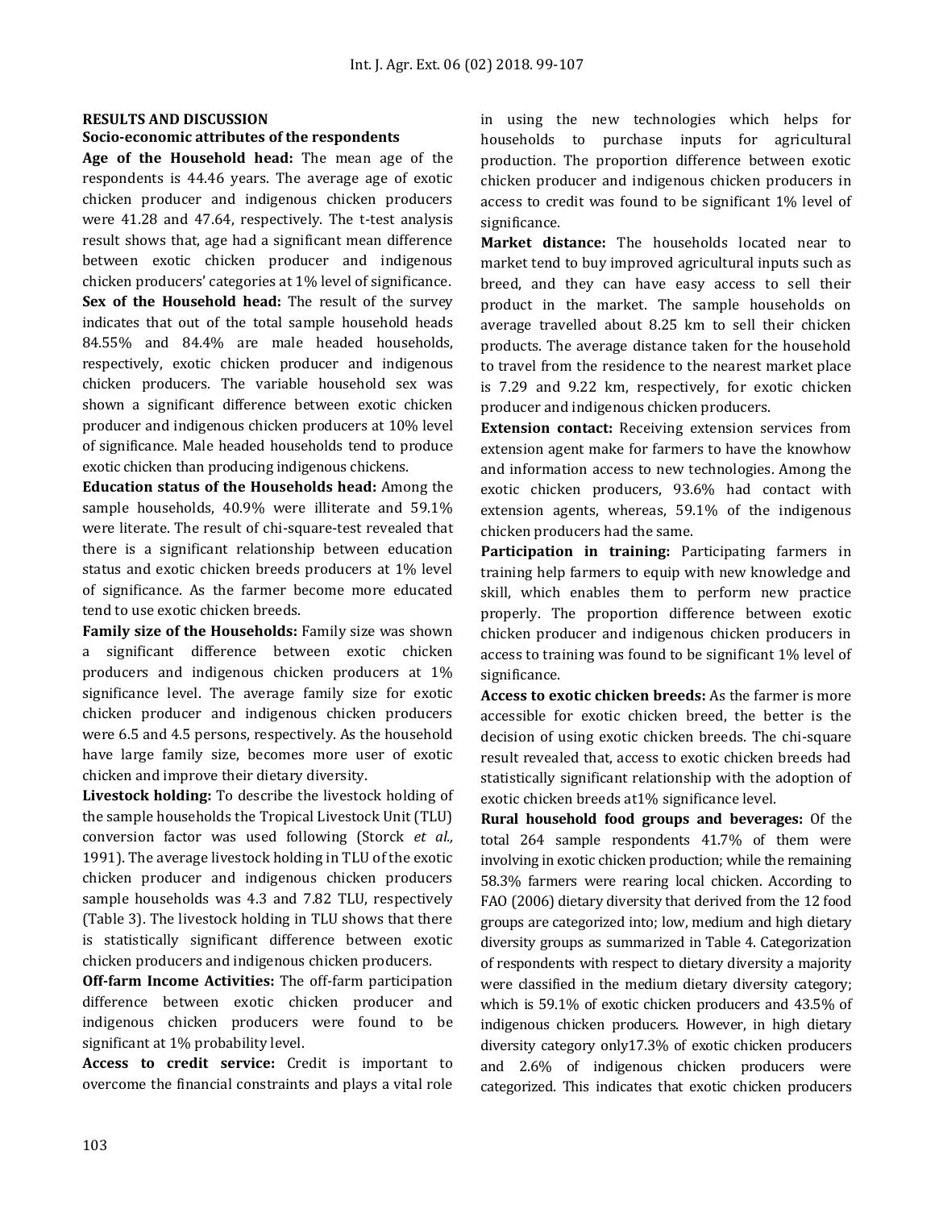## RESULTS AND DISCUSSION

### Socio-economic attributes of the respondents

**Age of the Household head:** The mean age of the respondents is 44.46 years. The average age of exotic chicken producer and indigenous chicken producers were 41.28 and 47.64, respectively. The t-test analysis result shows that, age had a significant mean difference between exotic chicken producer and indigenous chicken producers' categories at 1% level of significance.

**Sex of the Household head:** The result of the survey indicates that out of the total sample household heads 84.55% and 84.4% are male headed households, respectively, exotic chicken producer and indigenous chicken producers. The variable household sex was shown a significant difference between exotic chicken producer and indigenous chicken producers at 10% level of significance. Male headed households tend to produce exotic chicken than producing indigenous chickens.

**Education status of the Households head:** Among the sample households, 40.9% were illiterate and 59.1% were literate. The result of chi-square-test revealed that there is a significant relationship between education status and exotic chicken breeds producers at 1% level of significance. As the farmer become more educated tend to use exotic chicken breeds.

**Family size of the Households:** Family size was shown a significant difference between exotic chicken producers and indigenous chicken producers at 1% significance level. The average family size for exotic chicken producer and indigenous chicken producers were 6.5 and 4.5 persons, respectively. As the household have large family size, becomes more user of exotic chicken and improve their dietary diversity.

**Livestock holding:** To describe the livestock holding of the sample households the Tropical Livestock Unit (TLU) conversion factor was used following (Storck *et al.,* 1991). The average livestock holding in TLU of the exotic chicken producer and indigenous chicken producers sample households was 4.3 and 7.82 TLU, respectively (Table 3). The livestock holding in TLU shows that there is statistically significant difference between exotic chicken producers and indigenous chicken producers.

**Off-farm Income Activities:** The off-farm participation difference between exotic chicken producer and indigenous chicken producers were found to be significant at 1% probability level.

**Access to credit service:** Credit is important to overcome the financial constraints and plays a vital role in using the new technologies which helps for households to purchase inputs for agricultural production. The proportion difference between exotic chicken producer and indigenous chicken producers in access to credit was found to be significant 1% level of significance.

**Market distance:** The households located near to market tend to buy improved agricultural inputs such as breed, and they can have easy access to sell their product in the market. The sample households on average travelled about 8.25 km to sell their chicken products. The average distance taken for the household to travel from the residence to the nearest market place is 7.29 and 9.22 km, respectively, for exotic chicken producer and indigenous chicken producers.

**Extension contact:** Receiving extension services from extension agent make for farmers to have the knowhow and information access to new technologies. Among the exotic chicken producers, 93.6% had contact with extension agents, whereas, 59.1% of the indigenous chicken producers had the same.

**Participation in training:** Participating farmers in training help farmers to equip with new knowledge and skill, which enables them to perform new practice properly. The proportion difference between exotic chicken producer and indigenous chicken producers in access to training was found to be significant 1% level of significance.

**Access to exotic chicken breeds:** As the farmer is more accessible for exotic chicken breed, the better is the decision of using exotic chicken breeds. The chi-square result revealed that, access to exotic chicken breeds had statistically significant relationship with the adoption of exotic chicken breeds at1% significance level.

**Rural household food groups and beverages:** Of the total 264 sample respondents 41.7% of them were involving in exotic chicken production; while the remaining 58.3% farmers were rearing local chicken. According to FAO (2006) dietary diversity that derived from the 12 food groups are categorized into; low, medium and high dietary diversity groups as summarized in Table 4. Categorization of respondents with respect to dietary diversity a majority were classified in the medium dietary diversity category; which is 59.1% of exotic chicken producers and 43.5% of indigenous chicken producers. However, in high dietary diversity category only17.3% of exotic chicken producers and 2.6% of indigenous chicken producers were categorized. This indicates that exotic chicken producers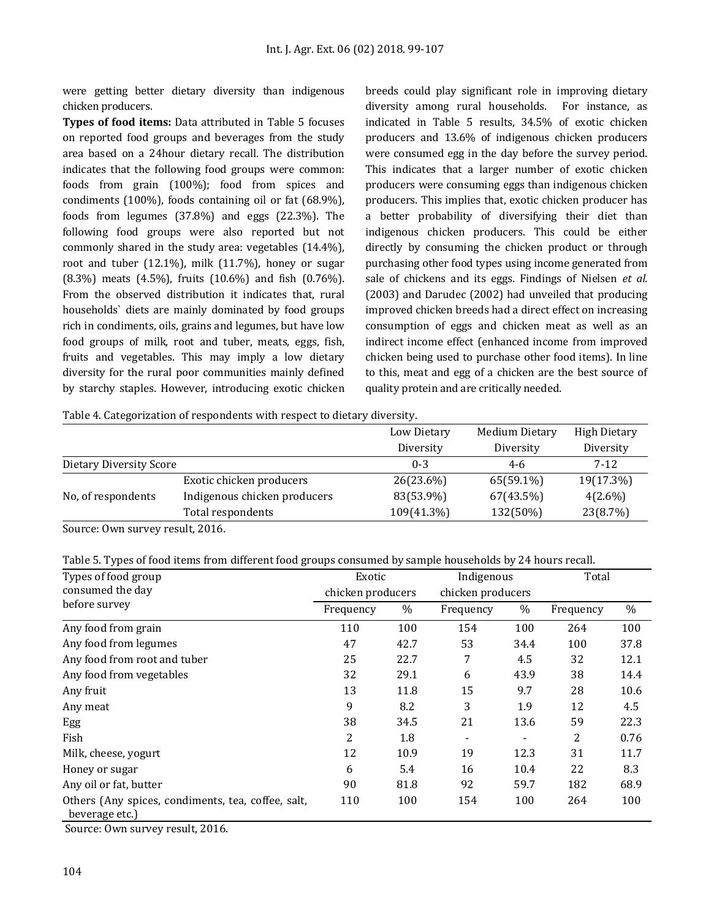were getting better dietary diversity than indigenous chicken producers.

**Types of food items:** Data attributed in Table 5 focuses on reported food groups and beverages from the study area based on a 24hour dietary recall. The distribution indicates that the following food groups were common: foods from grain (100%); food from spices and condiments (100%), foods containing oil or fat (68.9%), foods from legumes (37.8%) and eggs (22.3%). The following food groups were also reported but not commonly shared in the study area: vegetables (14.4%), root and tuber (12.1%), milk (11.7%), honey or sugar (8.3%) meats (4.5%), fruits (10.6%) and fish (0.76%). From the observed distribution it indicates that, rural households` diets are mainly dominated by food groups rich in condiments, oils, grains and legumes, but have low food groups of milk, root and tuber, meats, eggs, fish, fruits and vegetables. This may imply a low dietary diversity for the rural poor communities mainly defined by starchy staples. However, introducing exotic chicken breeds could play significant role in improving dietary diversity among rural households. For instance, as indicated in Table 5 results, 34.5% of exotic chicken producers and 13.6% of indigenous chicken producers were consumed egg in the day before the survey period. This indicates that a larger number of exotic chicken producers were consuming eggs than indigenous chicken producers. This implies that, exotic chicken producer has a better probability of diversifying their diet than indigenous chicken producers. This could be either directly by consuming the chicken product or through purchasing other food types using income generated from sale of chickens and its eggs. Findings of Nielsen *et al.* (2003) and Darudec (2002) had unveiled that producing improved chicken breeds had a direct effect on increasing consumption of eggs and chicken meat as well as an indirect income effect (enhanced income from improved chicken being used to purchase other food items). In line to this, meat and egg of a chicken are the best source of quality protein and are critically needed.

Table 4. Categorization of respondents with respect to dietary diversity.

| | | Low Dietary Diversity | Medium Dietary Diversity | High Dietary Diversity |
|---|---|---|---|---|
| Dietary Diversity Score | | 0-3 | 4-6 | 7-12 |
| No, of respondents | Exotic chicken producers | 26(23.6%) | 65(59.1%) | 19(17.3%) |
| | Indigenous chicken producers | 83(53.9%) | 67(43.5%) | 4(2.6%) |
| | Total respondents | 109(41.3%) | 132(50%) | 23(8.7%) |

Source: Own survey result, 2016.

Table 5. Types of food items from different food groups consumed by sample households by 24 hours recall.

| Types of food group consumed the day before survey | Exotic chicken producers | | Indigenous chicken producers | | Total | |
|---|---|---|---|---|---|---|
| | Frequency | % | Frequency | % | Frequency | % |
| Any food from grain | 110 | 100 | 154 | 100 | 264 | 100 |
| Any food from legumes | 47 | 42.7 | 53 | 34.4 | 100 | 37.8 |
| Any food from root and tuber | 25 | 22.7 | 7 | 4.5 | 32 | 12.1 |
| Any food from vegetables | 32 | 29.1 | 6 | 43.9 | 38 | 14.4 |
| Any fruit | 13 | 11.8 | 15 | 9.7 | 28 | 10.6 |
| Any meat | 9 | 8.2 | 3 | 1.9 | 12 | 4.5 |
| Egg | 38 | 34.5 | 21 | 13.6 | 59 | 22.3 |
| Fish | 2 | 1.8 | - | - | 2 | 0.76 |
| Milk, cheese, yogurt | 12 | 10.9 | 19 | 12.3 | 31 | 11.7 |
| Honey or sugar | 6 | 5.4 | 16 | 10.4 | 22 | 8.3 |
| Any oil or fat, butter | 90 | 81.8 | 92 | 59.7 | 182 | 68.9 |
| Others (Any spices, condiments, tea, coffee, salt, beverage etc.) | 110 | 100 | 154 | 100 | 264 | 100 |

Source: Own survey result, 2016.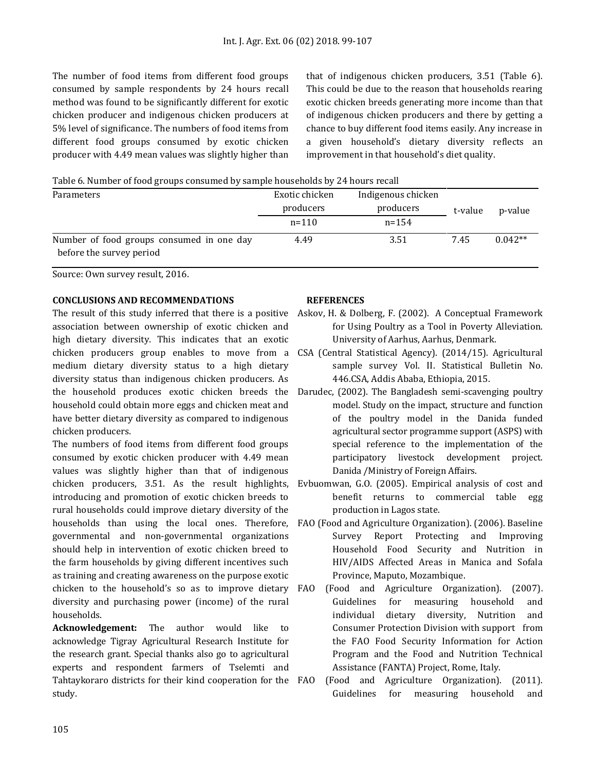The number of food items from different food groups consumed by sample respondents by 24 hours recall method was found to be significantly different for exotic chicken producer and indigenous chicken producers at 5% level of significance. The numbers of food items from different food groups consumed by exotic chicken producer with 4.49 mean values was slightly higher than that of indigenous chicken producers, 3.51 (Table 6). This could be due to the reason that households rearing exotic chicken breeds generating more income than that of indigenous chicken producers and there by getting a chance to buy different food items easily. Any increase in a given household's dietary diversity reflects an improvement in that household's diet quality.

Table 6. Number of food groups consumed by sample households by 24 hours recall

| Parameters | Exotic chicken producers n=110 | Indigenous chicken producers n=154 | t-value | p-value |
|---|---|---|---|---|
| Number of food groups consumed in one day before the survey period | 4.49 | 3.51 | 7.45 | 0.042** |

Source: Own survey result, 2016.

## CONCLUSIONS AND RECOMMENDATIONS

The result of this study inferred that there is a positive association between ownership of exotic chicken and high dietary diversity. This indicates that an exotic chicken producers group enables to move from a medium dietary diversity status to a high dietary diversity status than indigenous chicken producers. As the household produces exotic chicken breeds the household could obtain more eggs and chicken meat and have better dietary diversity as compared to indigenous chicken producers.

The numbers of food items from different food groups consumed by exotic chicken producer with 4.49 mean values was slightly higher than that of indigenous chicken producers, 3.51. As the result highlights, introducing and promotion of exotic chicken breeds to rural households could improve dietary diversity of the households than using the local ones. Therefore, governmental and non-governmental organizations should help in intervention of exotic chicken breed to the farm households by giving different incentives such as training and creating awareness on the purpose exotic chicken to the household's so as to improve dietary diversity and purchasing power (income) of the rural households.

**Acknowledgement:** The author would like to acknowledge Tigray Agricultural Research Institute for the research grant. Special thanks also go to agricultural experts and respondent farmers of Tselemti and Tahtaykoraro districts for their kind cooperation for the study.

## REFERENCES

Askov, H. & Dolberg, F. (2002). A Conceptual Framework for Using Poultry as a Tool in Poverty Alleviation. University of Aarhus, Aarhus, Denmark.

CSA (Central Statistical Agency). (2014/15). Agricultural sample survey Vol. II. Statistical Bulletin No. 446.CSA, Addis Ababa, Ethiopia, 2015.

Darudec, (2002). The Bangladesh semi-scavenging poultry model. Study on the impact, structure and function of the poultry model in the Danida funded agricultural sector programme support (ASPS) with special reference to the implementation of the participatory livestock development project. Danida /Ministry of Foreign Affairs.

Evbuomwan, G.O. (2005). Empirical analysis of cost and benefit returns to commercial table egg production in Lagos state.

FAO (Food and Agriculture Organization). (2006). Baseline Survey Report Protecting and Improving Household Food Security and Nutrition in HIV/AIDS Affected Areas in Manica and Sofala Province, Maputo, Mozambique.

FAO (Food and Agriculture Organization). (2007). Guidelines for measuring household and individual dietary diversity, Nutrition and Consumer Protection Division with support from the FAO Food Security Information for Action Program and the Food and Nutrition Technical Assistance (FANTA) Project, Rome, Italy.

FAO (Food and Agriculture Organization). (2011). Guidelines for measuring household and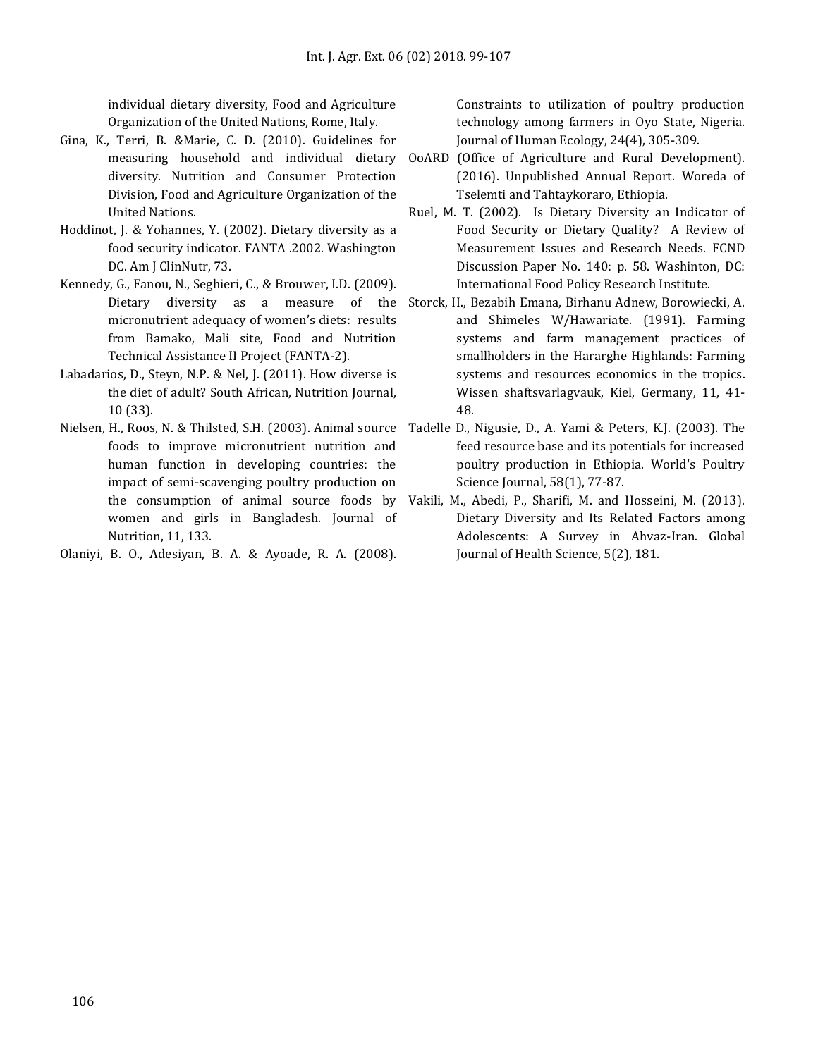individual dietary diversity, Food and Agriculture Organization of the United Nations, Rome, Italy.

Gina, K., Terri, B. &Marie, C. D. (2010). Guidelines for measuring household and individual dietary diversity. Nutrition and Consumer Protection Division, Food and Agriculture Organization of the United Nations.

Hoddinot, J. & Yohannes, Y. (2002). Dietary diversity as a food security indicator. FANTA .2002. Washington DC. Am J ClinNutr, 73.

Kennedy, G., Fanou, N., Seghieri, C., & Brouwer, I.D. (2009). Dietary diversity as a measure of the micronutrient adequacy of women's diets: results from Bamako, Mali site, Food and Nutrition Technical Assistance II Project (FANTA-2).

Labadarios, D., Steyn, N.P. & Nel, J. (2011). How diverse is the diet of adult? South African, Nutrition Journal, 10 (33).

Nielsen, H., Roos, N. & Thilsted, S.H. (2003). Animal source foods to improve micronutrient nutrition and human function in developing countries: the impact of semi-scavenging poultry production on the consumption of animal source foods by women and girls in Bangladesh. Journal of Nutrition, 11, 133.

Olaniyi, B. O., Adesiyan, B. A. & Ayoade, R. A. (2008). Constraints to utilization of poultry production technology among farmers in Oyo State, Nigeria. Journal of Human Ecology, 24(4), 305-309.

OoARD (Office of Agriculture and Rural Development). (2016). Unpublished Annual Report. Woreda of Tselemti and Tahtaykoraro, Ethiopia.

Ruel, M. T. (2002). Is Dietary Diversity an Indicator of Food Security or Dietary Quality? A Review of Measurement Issues and Research Needs. FCND Discussion Paper No. 140: p. 58. Washinton, DC: International Food Policy Research Institute.

Storck, H., Bezabih Emana, Birhanu Adnew, Borowiecki, A. and Shimeles W/Hawariate. (1991). Farming systems and farm management practices of smallholders in the Hararghe Highlands: Farming systems and resources economics in the tropics. Wissen shaftsvarlagvauk, Kiel, Germany, 11, 41-48.

Tadelle D., Nigusie, D., A. Yami & Peters, K.J. (2003). The feed resource base and its potentials for increased poultry production in Ethiopia. World's Poultry Science Journal, 58(1), 77-87.

Vakili, M., Abedi, P., Sharifi, M. and Hosseini, M. (2013). Dietary Diversity and Its Related Factors among Adolescents: A Survey in Ahvaz-Iran. Global Journal of Health Science, 5(2), 181.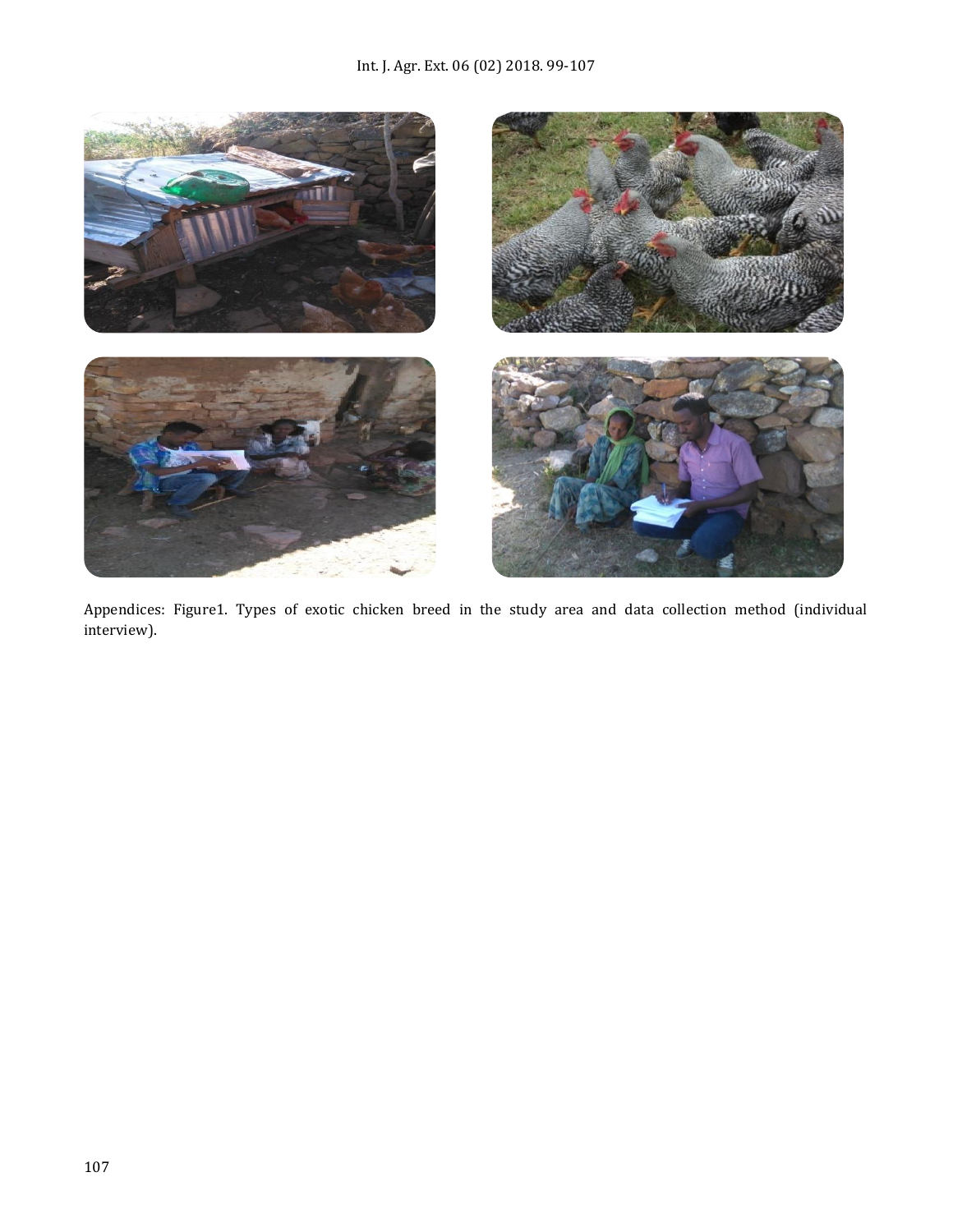Appendices: Figure1. Types of exotic chicken breed in the study area and data collection method (individual interview).